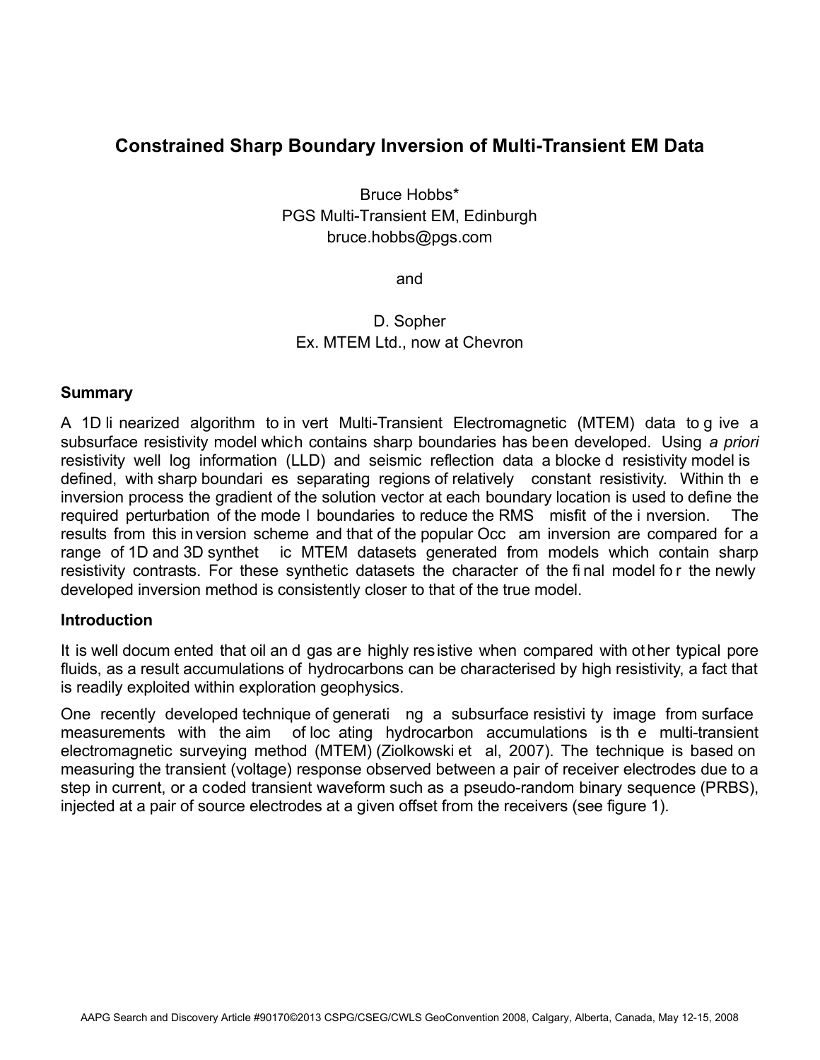# Constrained Sharp Boundary Inversion of Multi-Transient EM Data

Bruce Hobbs*
PGS Multi-Transient EM, Edinburgh
bruce.hobbs@pgs.com

and

D. Sopher
Ex. MTEM Ltd., now at Chevron

## Summary

A 1D linearized algorithm to invert Multi-Transient Electromagnetic (MTEM) data to give a subsurface resistivity model which contains sharp boundaries has been developed. Using *a priori* resistivity well log information (LLD) and seismic reflection data a blocked resistivity model is defined, with sharp boundaries separating regions of relatively constant resistivity. Within the inversion process the gradient of the solution vector at each boundary location is used to define the required perturbation of the model boundaries to reduce the RMS misfit of the inversion. The results from this inversion scheme and that of the popular Occam inversion are compared for a range of 1D and 3D synthetic MTEM datasets generated from models which contain sharp resistivity contrasts. For these synthetic datasets the character of the final model for the newly developed inversion method is consistently closer to that of the true model.

## Introduction

It is well documented that oil and gas are highly resistive when compared with other typical pore fluids, as a result accumulations of hydrocarbons can be characterised by high resistivity, a fact that is readily exploited within exploration geophysics.

One recently developed technique of generating a subsurface resistivity image from surface measurements with the aim of locating hydrocarbon accumulations is the multi-transient electromagnetic surveying method (MTEM) (Ziolkowski et al, 2007). The technique is based on measuring the transient (voltage) response observed between a pair of receiver electrodes due to a step in current, or a coded transient waveform such as a pseudo-random binary sequence (PRBS), injected at a pair of source electrodes at a given offset from the receivers (see figure 1).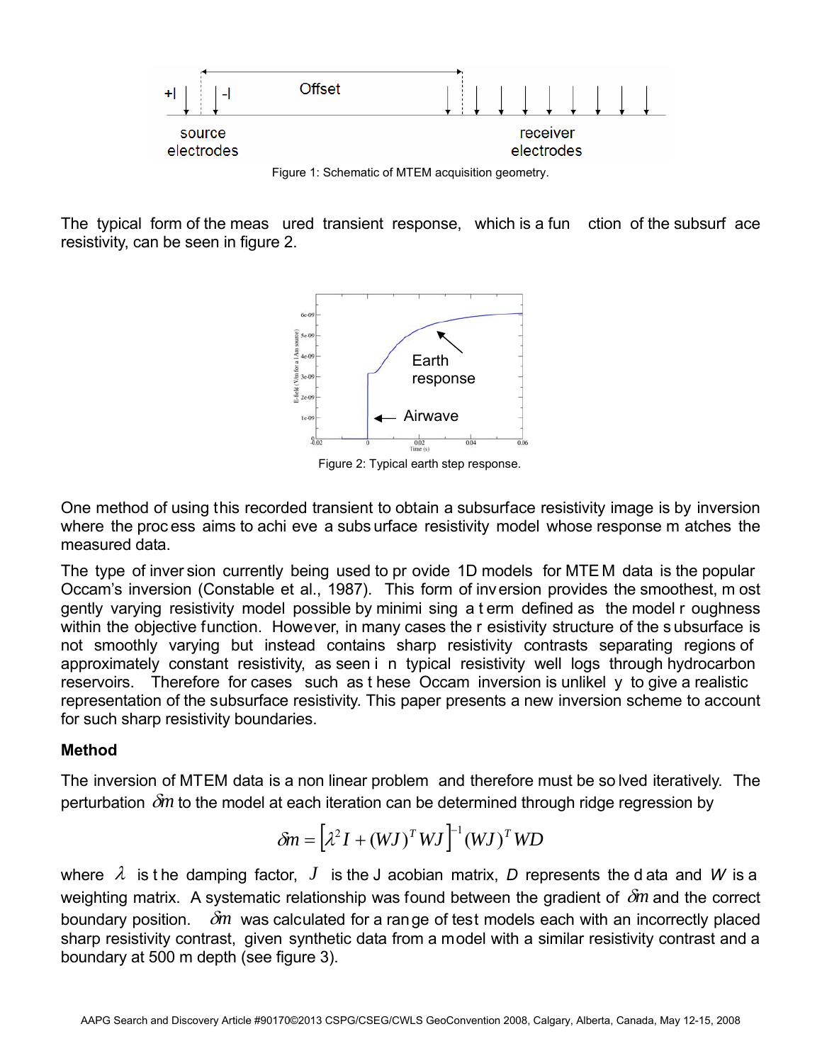Figure 1: Schematic of MTEM acquisition geometry.

The typical form of the measured transient response, which is a function of the subsurface resistivity, can be seen in figure 2.

Figure 2: Typical earth step response.

One method of using this recorded transient to obtain a subsurface resistivity image is by inversion where the process aims to achieve a subsurface resistivity model whose response matches the measured data.

The type of inversion currently being used to provide 1D models for MTEM data is the popular Occam's inversion (Constable et al., 1987). This form of inversion provides the smoothest, most gently varying resistivity model possible by minimising a term defined as the model roughness within the objective function. However, in many cases the resistivity structure of the subsurface is not smoothly varying but instead contains sharp resistivity contrasts separating regions of approximately constant resistivity, as seen in typical resistivity well logs through hydrocarbon reservoirs. Therefore for cases such as these Occam inversion is unlikely to give a realistic representation of the subsurface resistivity. This paper presents a new inversion scheme to account for such sharp resistivity boundaries.

## Method

The inversion of MTEM data is a non linear problem and therefore must be solved iteratively. The perturbation $\delta m$ to the model at each iteration can be determined through ridge regression by

$$\delta m = \left[\lambda^2 I + (WJ)^T WJ\right]^{-1} (WJ)^T WD$$

where $\lambda$ is the damping factor, $J$ is the Jacobian matrix, $D$ represents the data and $W$ is a weighting matrix. A systematic relationship was found between the gradient of $\delta m$ and the correct boundary position. $\delta m$ was calculated for a range of test models each with an incorrectly placed sharp resistivity contrast, given synthetic data from a model with a similar resistivity contrast and a boundary at 500 m depth (see figure 3).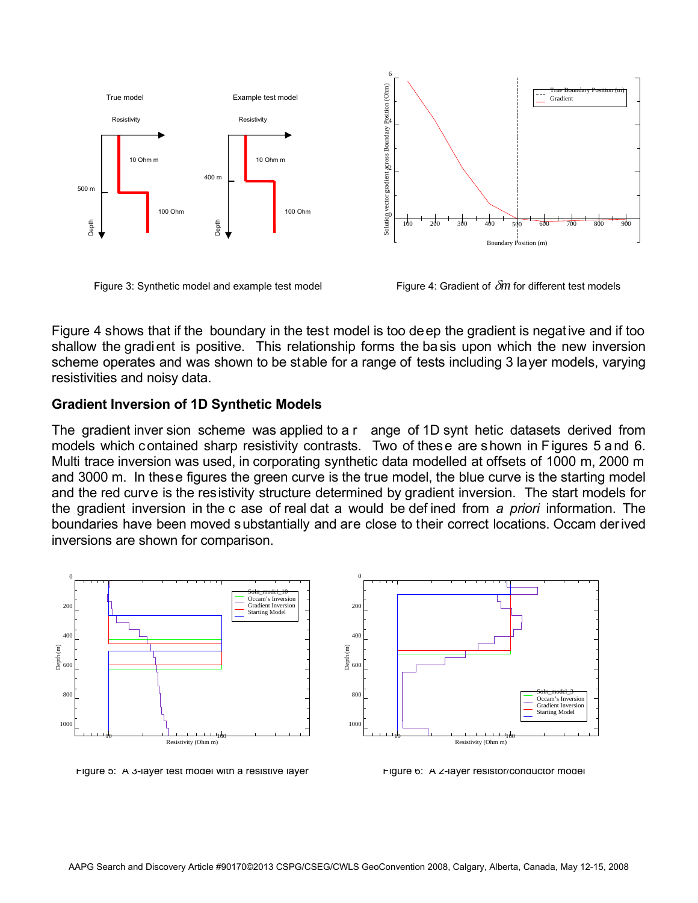Figure 3: Synthetic model and example test model

Figure 4: Gradient of $\delta m$ for different test models

Figure 4 shows that if the boundary in the test model is too deep the gradient is negative and if too shallow the gradient is positive. This relationship forms the basis upon which the new inversion scheme operates and was shown to be stable for a range of tests including 3 layer models, varying resistivities and noisy data.

## Gradient Inversion of 1D Synthetic Models

The gradient inversion scheme was applied to a range of 1D synthetic datasets derived from models which contained sharp resistivity contrasts. Two of these are shown in Figures 5 and 6. Multi trace inversion was used, incorporating synthetic data modelled at offsets of 1000 m, 2000 m and 3000 m. In these figures the green curve is the true model, the blue curve is the starting model and the red curve is the resistivity structure determined by gradient inversion. The start models for the gradient inversion in the case of real data would be defined from *a priori* information. The boundaries have been moved substantially and are close to their correct locations. Occam derived inversions are shown for comparison.

Figure 5: A 3-layer test model with a resistive layer

Figure 6: A 2-layer resistor/conductor model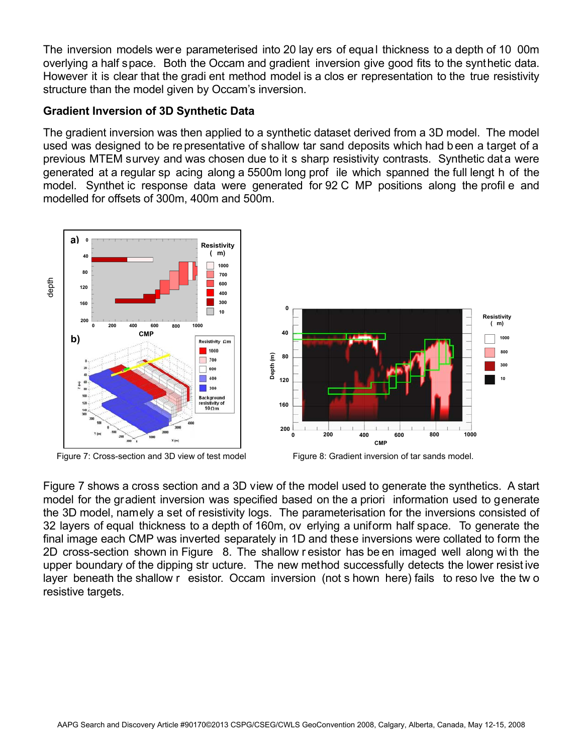The inversion models were parameterised into 20 layers of equal thickness to a depth of 1000m overlying a half space. Both the Occam and gradient inversion give good fits to the synthetic data. However it is clear that the gradient method model is a closer representation to the true resistivity structure than the model given by Occam's inversion.

### Gradient Inversion of 3D Synthetic Data

The gradient inversion was then applied to a synthetic dataset derived from a 3D model. The model used was designed to be representative of shallow tar sand deposits which had been a target of a previous MTEM survey and was chosen due to its sharp resistivity contrasts. Synthetic data were generated at a regular spacing along a 5500m long profile which spanned the full length of the model. Synthetic response data were generated for 92 CMP positions along the profile and modelled for offsets of 300m, 400m and 500m.

Figure 7: Cross-section and 3D view of test model

Figure 8: Gradient inversion of tar sands model.

Figure 7 shows a cross section and a 3D view of the model used to generate the synthetics. A start model for the gradient inversion was specified based on the a priori information used to generate the 3D model, namely a set of resistivity logs. The parameterisation for the inversions consisted of 32 layers of equal thickness to a depth of 160m, overlying a uniform half space. To generate the final image each CMP was inverted separately in 1D and these inversions were collated to form the 2D cross-section shown in Figure 8. The shallow resistor has been imaged well along with the upper boundary of the dipping structure. The new method successfully detects the lower resistive layer beneath the shallow resistor. Occam inversion (not shown here) fails to resolve the two resistive targets.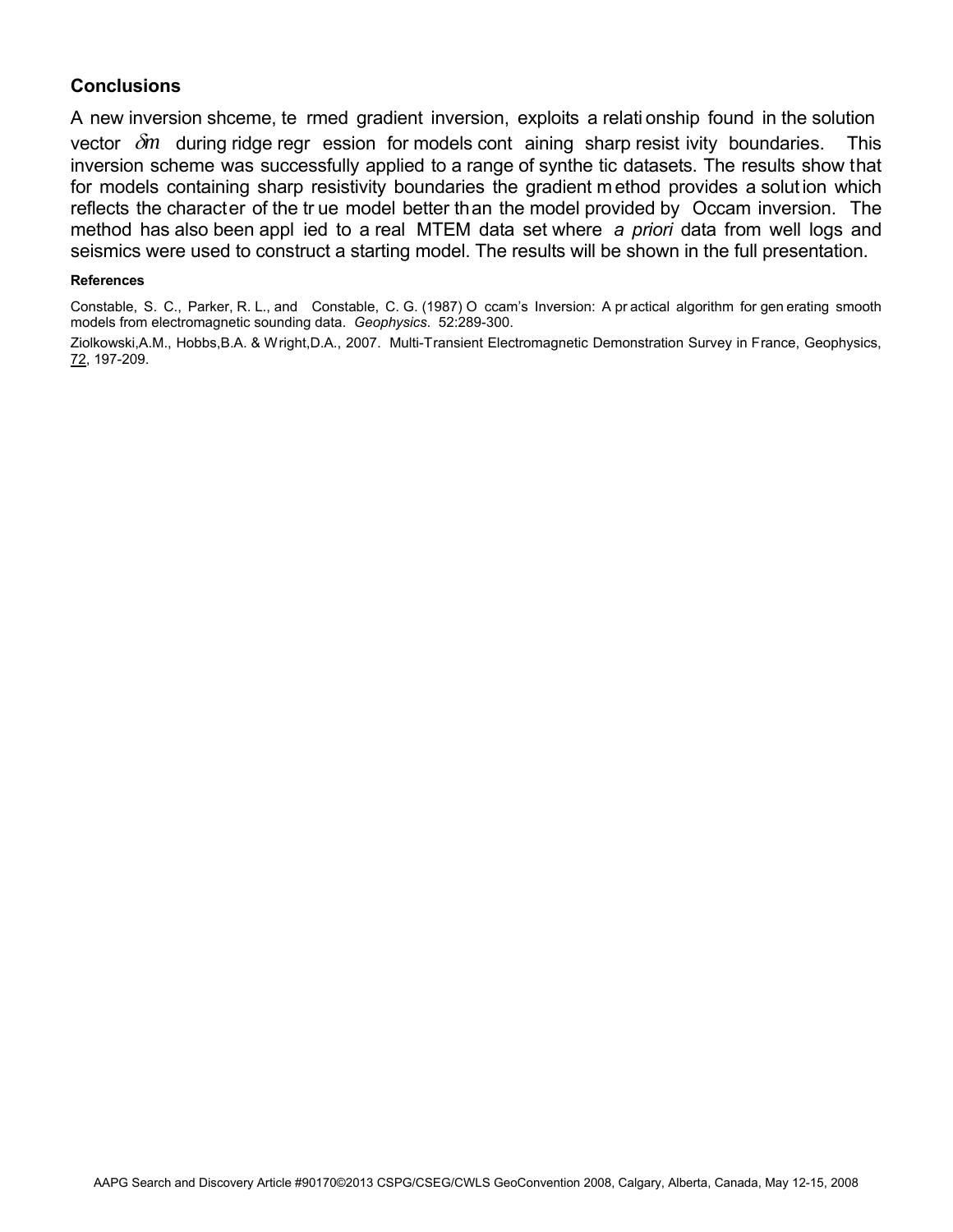## Conclusions

A new inversion shceme, termed gradient inversion, exploits a relationship found in the solution vector $\delta m$ during ridge regression for models containing sharp resistivity boundaries. This inversion scheme was successfully applied to a range of synthetic datasets. The results show that for models containing sharp resistivity boundaries the gradient method provides a solution which reflects the character of the true model better than the model provided by Occam inversion. The method has also been applied to a real MTEM data set where *a priori* data from well logs and seismics were used to construct a starting model. The results will be shown in the full presentation.

#### References

Constable, S. C., Parker, R. L., and Constable, C. G. (1987) Occam's Inversion: A practical algorithm for generating smooth models from electromagnetic sounding data. *Geophysics*. 52:289-300.

Ziolkowski,A.M., Hobbs,B.A. & Wright,D.A., 2007. Multi-Transient Electromagnetic Demonstration Survey in France, Geophysics, 72, 197-209.